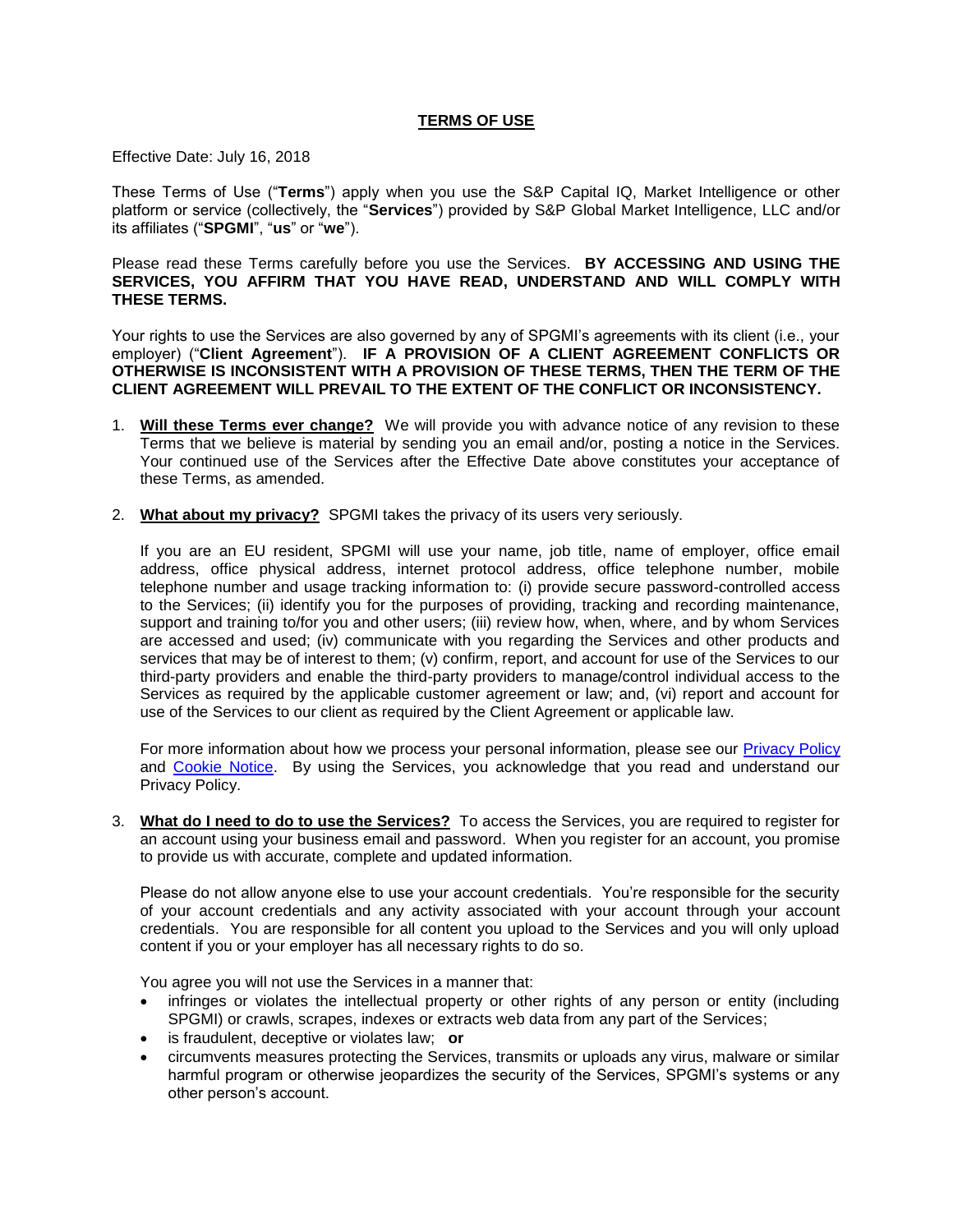# TERMS OF USE

Effective Date: July 16, 2018

These Terms of Use ("**Terms**") apply when you use the S&P Capital IQ, Market Intelligence or other platform or service (collectively, the "**Services**") provided by S&P Global Market Intelligence, LLC and/or its affiliates ("**SPGMI**", "**us**" or "**we**").

Please read these Terms carefully before you use the Services. **BY ACCESSING AND USING THE SERVICES, YOU AFFIRM THAT YOU HAVE READ, UNDERSTAND AND WILL COMPLY WITH THESE TERMS.**

Your rights to use the Services are also governed by any of SPGMI's agreements with its client (i.e., your employer) ("**Client Agreement**"). **IF A PROVISION OF A CLIENT AGREEMENT CONFLICTS OR OTHERWISE IS INCONSISTENT WITH A PROVISION OF THESE TERMS, THEN THE TERM OF THE CLIENT AGREEMENT WILL PREVAIL TO THE EXTENT OF THE CONFLICT OR INCONSISTENCY.**

1. **Will these Terms ever change?** We will provide you with advance notice of any revision to these Terms that we believe is material by sending you an email and/or, posting a notice in the Services. Your continued use of the Services after the Effective Date above constitutes your acceptance of these Terms, as amended.

2. **What about my privacy?** SPGMI takes the privacy of its users very seriously.

   If you are an EU resident, SPGMI will use your name, job title, name of employer, office email address, office physical address, internet protocol address, office telephone number, mobile telephone number and usage tracking information to: (i) provide secure password-controlled access to the Services; (ii) identify you for the purposes of providing, tracking and recording maintenance, support and training to/for you and other users; (iii) review how, when, where, and by whom Services are accessed and used; (iv) communicate with you regarding the Services and other products and services that may be of interest to them; (v) confirm, report, and account for use of the Services to our third-party providers and enable the third-party providers to manage/control individual access to the Services as required by the applicable customer agreement or law; and, (vi) report and account for use of the Services to our client as required by the Client Agreement or applicable law.

   For more information about how we process your personal information, please see our Privacy Policy and Cookie Notice. By using the Services, you acknowledge that you read and understand our Privacy Policy.

3. **What do I need to do to use the Services?** To access the Services, you are required to register for an account using your business email and password. When you register for an account, you promise to provide us with accurate, complete and updated information.

   Please do not allow anyone else to use your account credentials. You're responsible for the security of your account credentials and any activity associated with your account through your account credentials. You are responsible for all content you upload to the Services and you will only upload content if you or your employer has all necessary rights to do so.

   You agree you will not use the Services in a manner that:

   - infringes or violates the intellectual property or other rights of any person or entity (including SPGMI) or crawls, scrapes, indexes or extracts web data from any part of the Services;
   - is fraudulent, deceptive or violates law; **or**
   - circumvents measures protecting the Services, transmits or uploads any virus, malware or similar harmful program or otherwise jeopardizes the security of the Services, SPGMI's systems or any other person's account.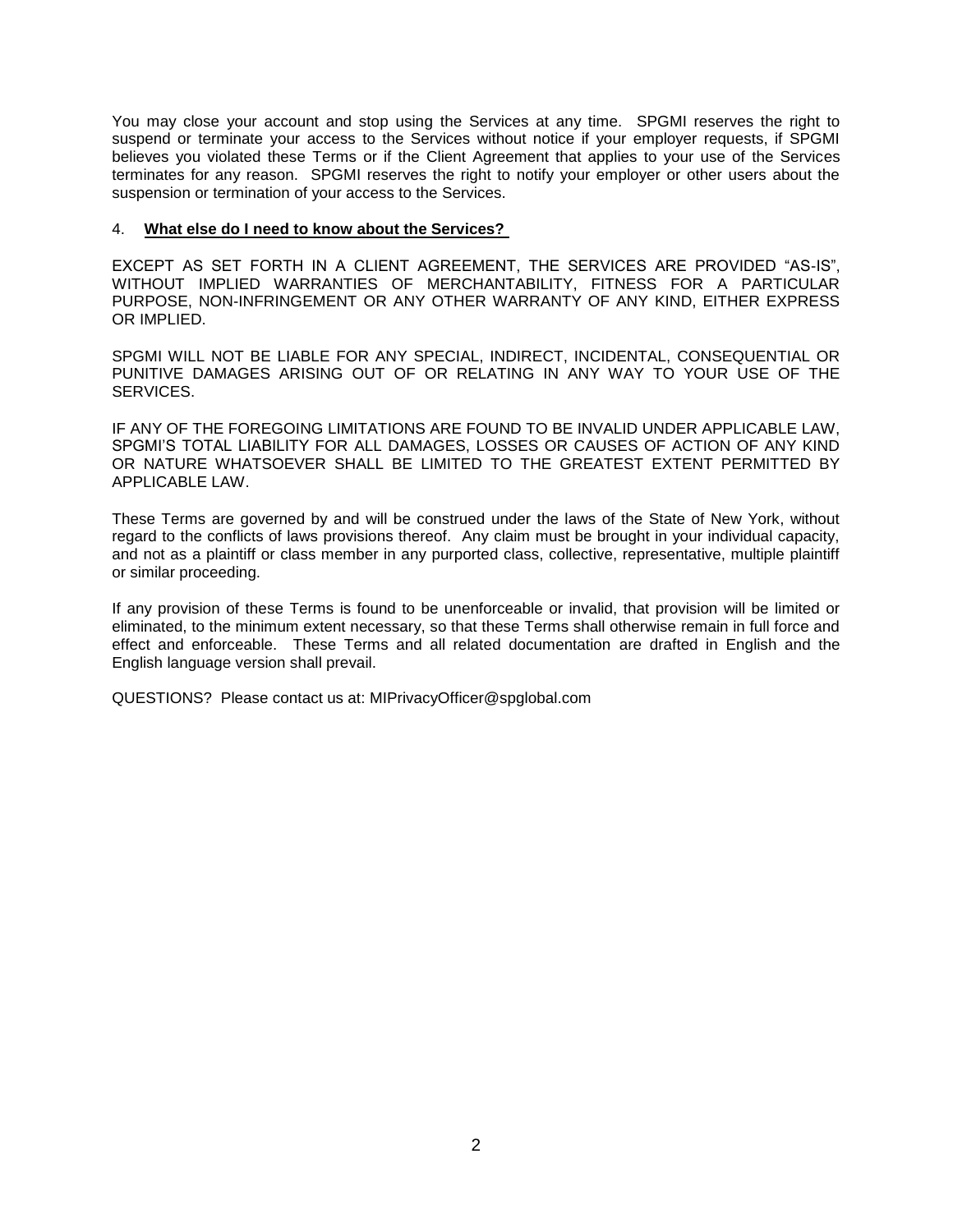You may close your account and stop using the Services at any time. SPGMI reserves the right to suspend or terminate your access to the Services without notice if your employer requests, if SPGMI believes you violated these Terms or if the Client Agreement that applies to your use of the Services terminates for any reason. SPGMI reserves the right to notify your employer or other users about the suspension or termination of your access to the Services.

4. **What else do I need to know about the Services?**

EXCEPT AS SET FORTH IN A CLIENT AGREEMENT, THE SERVICES ARE PROVIDED "AS-IS", WITHOUT IMPLIED WARRANTIES OF MERCHANTABILITY, FITNESS FOR A PARTICULAR PURPOSE, NON-INFRINGEMENT OR ANY OTHER WARRANTY OF ANY KIND, EITHER EXPRESS OR IMPLIED.

SPGMI WILL NOT BE LIABLE FOR ANY SPECIAL, INDIRECT, INCIDENTAL, CONSEQUENTIAL OR PUNITIVE DAMAGES ARISING OUT OF OR RELATING IN ANY WAY TO YOUR USE OF THE SERVICES.

IF ANY OF THE FOREGOING LIMITATIONS ARE FOUND TO BE INVALID UNDER APPLICABLE LAW, SPGMI'S TOTAL LIABILITY FOR ALL DAMAGES, LOSSES OR CAUSES OF ACTION OF ANY KIND OR NATURE WHATSOEVER SHALL BE LIMITED TO THE GREATEST EXTENT PERMITTED BY APPLICABLE LAW.

These Terms are governed by and will be construed under the laws of the State of New York, without regard to the conflicts of laws provisions thereof. Any claim must be brought in your individual capacity, and not as a plaintiff or class member in any purported class, collective, representative, multiple plaintiff or similar proceeding.

If any provision of these Terms is found to be unenforceable or invalid, that provision will be limited or eliminated, to the minimum extent necessary, so that these Terms shall otherwise remain in full force and effect and enforceable. These Terms and all related documentation are drafted in English and the English language version shall prevail.

QUESTIONS? Please contact us at: MIPrivacyOfficer@spglobal.com